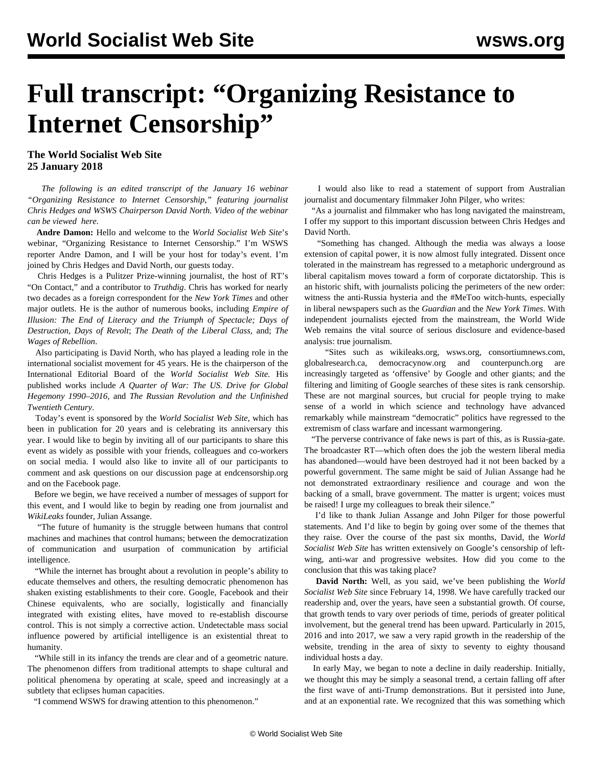# Full transcript: "Organizing Resistance to Internet Censorship"

**The World Socialist Web Site**
**25 January 2018**

*The following is an edited transcript of the January 16 webinar "Organizing Resistance to Internet Censorship," featuring journalist Chris Hedges and WSWS Chairperson David North. Video of the webinar can be viewed here.*

**Andre Damon:** Hello and welcome to the *World Socialist Web Site*'s webinar, "Organizing Resistance to Internet Censorship." I'm WSWS reporter Andre Damon, and I will be your host for today's event. I'm joined by Chris Hedges and David North, our guests today.

Chris Hedges is a Pulitzer Prize-winning journalist, the host of RT's "On Contact," and a contributor to *Truthdig*. Chris has worked for nearly two decades as a foreign correspondent for the *New York Times* and other major outlets. He is the author of numerous books, including *Empire of Illusion: The End of Literacy and the Triumph of Spectacle; Days of Destruction, Days of Revolt*; *The Death of the Liberal Class,* and; *The Wages of Rebellion*.

Also participating is David North, who has played a leading role in the international socialist movement for 45 years. He is the chairperson of the International Editorial Board of the *World Socialist Web Site.* His published works include *A Quarter of War: The US. Drive for Global Hegemony 1990–2016*, and *The Russian Revolution and the Unfinished Twentieth Century*.

Today's event is sponsored by the *World Socialist Web Site,* which has been in publication for 20 years and is celebrating its anniversary this year. I would like to begin by inviting all of our participants to share this event as widely as possible with your friends, colleagues and co-workers on social media. I would also like to invite all of our participants to comment and ask questions on our discussion page at endcensorship.org and on the Facebook page.

Before we begin, we have received a number of messages of support for this event, and I would like to begin by reading one from journalist and *WikiLeaks* founder, Julian Assange.

"The future of humanity is the struggle between humans that control machines and machines that control humans; between the democratization of communication and usurpation of communication by artificial intelligence.

"While the internet has brought about a revolution in people's ability to educate themselves and others, the resulting democratic phenomenon has shaken existing establishments to their core. Google, Facebook and their Chinese equivalents, who are socially, logistically and financially integrated with existing elites, have moved to re-establish discourse control. This is not simply a corrective action. Undetectable mass social influence powered by artificial intelligence is an existential threat to humanity.

"While still in its infancy the trends are clear and of a geometric nature. The phenomenon differs from traditional attempts to shape cultural and political phenomena by operating at scale, speed and increasingly at a subtlety that eclipses human capacities.

"I commend WSWS for drawing attention to this phenomenon."

I would also like to read a statement of support from Australian journalist and documentary filmmaker John Pilger, who writes:

"As a journalist and filmmaker who has long navigated the mainstream, I offer my support to this important discussion between Chris Hedges and David North.

"Something has changed. Although the media was always a loose extension of capital power, it is now almost fully integrated. Dissent once tolerated in the mainstream has regressed to a metaphoric underground as liberal capitalism moves toward a form of corporate dictatorship. This is an historic shift, with journalists policing the perimeters of the new order: witness the anti-Russia hysteria and the #MeToo witch-hunts, especially in liberal newspapers such as the *Guardian* and the *New York Times*. With independent journalists ejected from the mainstream, the World Wide Web remains the vital source of serious disclosure and evidence-based analysis: true journalism.

"Sites such as wikileaks.org, wsws.org, consortiumnews.com, globalresearch.ca, democracynow.org and counterpunch.org are increasingly targeted as 'offensive' by Google and other giants; and the filtering and limiting of Google searches of these sites is rank censorship. These are not marginal sources, but crucial for people trying to make sense of a world in which science and technology have advanced remarkably while mainstream "democratic" politics have regressed to the extremism of class warfare and incessant warmongering.

"The perverse contrivance of fake news is part of this, as is Russia-gate. The broadcaster RT—which often does the job the western liberal media has abandoned—would have been destroyed had it not been backed by a powerful government. The same might be said of Julian Assange had he not demonstrated extraordinary resilience and courage and won the backing of a small, brave government. The matter is urgent; voices must be raised! I urge my colleagues to break their silence."

I'd like to thank Julian Assange and John Pilger for those powerful statements. And I'd like to begin by going over some of the themes that they raise. Over the course of the past six months, David, the *World Socialist Web Site* has written extensively on Google's censorship of left-wing, anti-war and progressive websites. How did you come to the conclusion that this was taking place?

**David North:** Well, as you said, we've been publishing the *World Socialist Web Site* since February 14, 1998. We have carefully tracked our readership and, over the years, have seen a substantial growth. Of course, that growth tends to vary over periods of time, periods of greater political involvement, but the general trend has been upward. Particularly in 2015, 2016 and into 2017, we saw a very rapid growth in the readership of the website, trending in the area of sixty to seventy to eighty thousand individual hosts a day.

In early May, we began to note a decline in daily readership. Initially, we thought this may be simply a seasonal trend, a certain falling off after the first wave of anti-Trump demonstrations. But it persisted into June, and at an exponential rate. We recognized that this was something which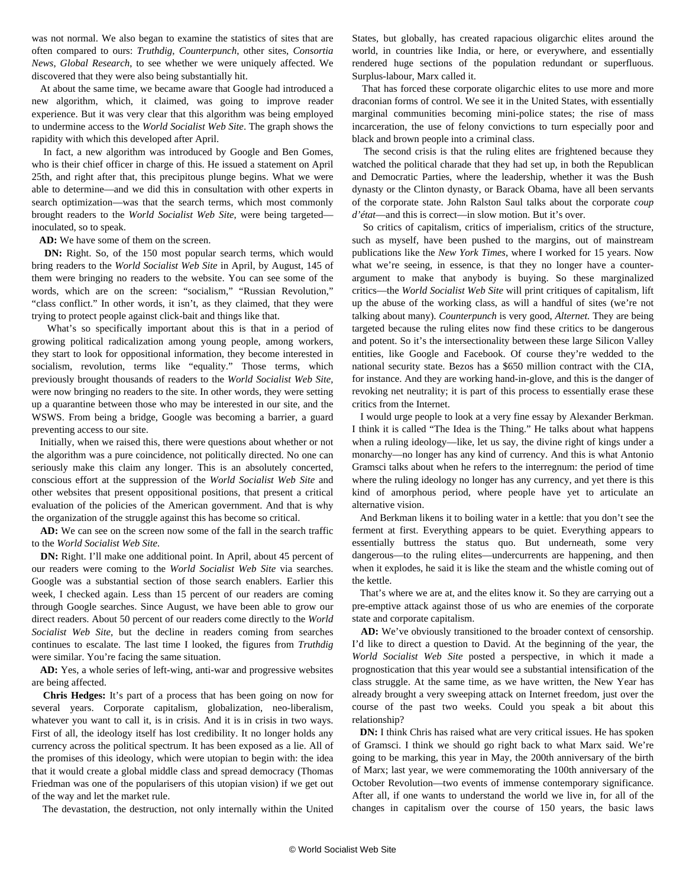was not normal. We also began to examine the statistics of sites that are often compared to ours: *Truthdig*, *Counterpunch*, other sites, *Consortia News*, *Global Research*, to see whether we were uniquely affected. We discovered that they were also being substantially hit.

At about the same time, we became aware that Google had introduced a new algorithm, which, it claimed, was going to improve reader experience. But it was very clear that this algorithm was being employed to undermine access to the *World Socialist Web Site*. The graph shows the rapidity with which this developed after April.

In fact, a new algorithm was introduced by Google and Ben Gomes, who is their chief officer in charge of this. He issued a statement on April 25th, and right after that, this precipitous plunge begins. What we were able to determine—and we did this in consultation with other experts in search optimization—was that the search terms, which most commonly brought readers to the *World Socialist Web Site*, were being targeted—inoculated, so to speak.

**AD:** We have some of them on the screen.

**DN:** Right. So, of the 150 most popular search terms, which would bring readers to the *World Socialist Web Site* in April, by August, 145 of them were bringing no readers to the website. You can see some of the words, which are on the screen: "socialism," "Russian Revolution," "class conflict." In other words, it isn't, as they claimed, that they were trying to protect people against click-bait and things like that.

What's so specifically important about this is that in a period of growing political radicalization among young people, among workers, they start to look for oppositional information, they become interested in socialism, revolution, terms like "equality." Those terms, which previously brought thousands of readers to the *World Socialist Web Site*, were now bringing no readers to the site. In other words, they were setting up a quarantine between those who may be interested in our site, and the WSWS. From being a bridge, Google was becoming a barrier, a guard preventing access to our site.

Initially, when we raised this, there were questions about whether or not the algorithm was a pure coincidence, not politically directed. No one can seriously make this claim any longer. This is an absolutely concerted, conscious effort at the suppression of the *World Socialist Web Site* and other websites that present oppositional positions, that present a critical evaluation of the policies of the American government. And that is why the organization of the struggle against this has become so critical.

**AD:** We can see on the screen now some of the fall in the search traffic to the *World Socialist Web Site*.

**DN:** Right. I'll make one additional point. In April, about 45 percent of our readers were coming to the *World Socialist Web Site* via searches. Google was a substantial section of those search enablers. Earlier this week, I checked again. Less than 15 percent of our readers are coming through Google searches. Since August, we have been able to grow our direct readers. About 50 percent of our readers come directly to the *World Socialist Web Site*, but the decline in readers coming from searches continues to escalate. The last time I looked, the figures from *Truthdig* were similar. You're facing the same situation.

**AD:** Yes, a whole series of left-wing, anti-war and progressive websites are being affected.

**Chris Hedges:** It's part of a process that has been going on now for several years. Corporate capitalism, globalization, neo-liberalism, whatever you want to call it, is in crisis. And it is in crisis in two ways. First of all, the ideology itself has lost credibility. It no longer holds any currency across the political spectrum. It has been exposed as a lie. All of the promises of this ideology, which were utopian to begin with: the idea that it would create a global middle class and spread democracy (Thomas Friedman was one of the popularisers of this utopian vision) if we get out of the way and let the market rule.

The devastation, the destruction, not only internally within the United States, but globally, has created rapacious oligarchic elites around the world, in countries like India, or here, or everywhere, and essentially rendered huge sections of the population redundant or superfluous. Surplus-labour, Marx called it.

That has forced these corporate oligarchic elites to use more and more draconian forms of control. We see it in the United States, with essentially marginal communities becoming mini-police states; the rise of mass incarceration, the use of felony convictions to turn especially poor and black and brown people into a criminal class.

The second crisis is that the ruling elites are frightened because they watched the political charade that they had set up, in both the Republican and Democratic Parties, where the leadership, whether it was the Bush dynasty or the Clinton dynasty, or Barack Obama, have all been servants of the corporate state. John Ralston Saul talks about the corporate *coup d'état*—and this is correct—in slow motion. But it's over.

So critics of capitalism, critics of imperialism, critics of the structure, such as myself, have been pushed to the margins, out of mainstream publications like the *New York Times*, where I worked for 15 years. Now what we're seeing, in essence, is that they no longer have a counter-argument to make that anybody is buying. So these marginalized critics—the *World Socialist Web Site* will print critiques of capitalism, lift up the abuse of the working class, as will a handful of sites (we're not talking about many). *Counterpunch* is very good, *Alternet*. They are being targeted because the ruling elites now find these critics to be dangerous and potent. So it's the intersectionality between these large Silicon Valley entities, like Google and Facebook. Of course they're wedded to the national security state. Bezos has a $650 million contract with the CIA, for instance. And they are working hand-in-glove, and this is the danger of revoking net neutrality; it is part of this process to essentially erase these critics from the Internet.

I would urge people to look at a very fine essay by Alexander Berkman. I think it is called "The Idea is the Thing." He talks about what happens when a ruling ideology—like, let us say, the divine right of kings under a monarchy—no longer has any kind of currency. And this is what Antonio Gramsci talks about when he refers to the interregnum: the period of time where the ruling ideology no longer has any currency, and yet there is this kind of amorphous period, where people have yet to articulate an alternative vision.

And Berkman likens it to boiling water in a kettle: that you don't see the ferment at first. Everything appears to be quiet. Everything appears to essentially buttress the status quo. But underneath, some very dangerous—to the ruling elites—undercurrents are happening, and then when it explodes, he said it is like the steam and the whistle coming out of the kettle.

That's where we are at, and the elites know it. So they are carrying out a pre-emptive attack against those of us who are enemies of the corporate state and corporate capitalism.

**AD:** We've obviously transitioned to the broader context of censorship. I'd like to direct a question to David. At the beginning of the year, the *World Socialist Web Site* posted a perspective, in which it made a prognostication that this year would see a substantial intensification of the class struggle. At the same time, as we have written, the New Year has already brought a very sweeping attack on Internet freedom, just over the course of the past two weeks. Could you speak a bit about this relationship?

**DN:** I think Chris has raised what are very critical issues. He has spoken of Gramsci. I think we should go right back to what Marx said. We're going to be marking, this year in May, the 200th anniversary of the birth of Marx; last year, we were commemorating the 100th anniversary of the October Revolution—two events of immense contemporary significance. After all, if one wants to understand the world we live in, for all of the changes in capitalism over the course of 150 years, the basic laws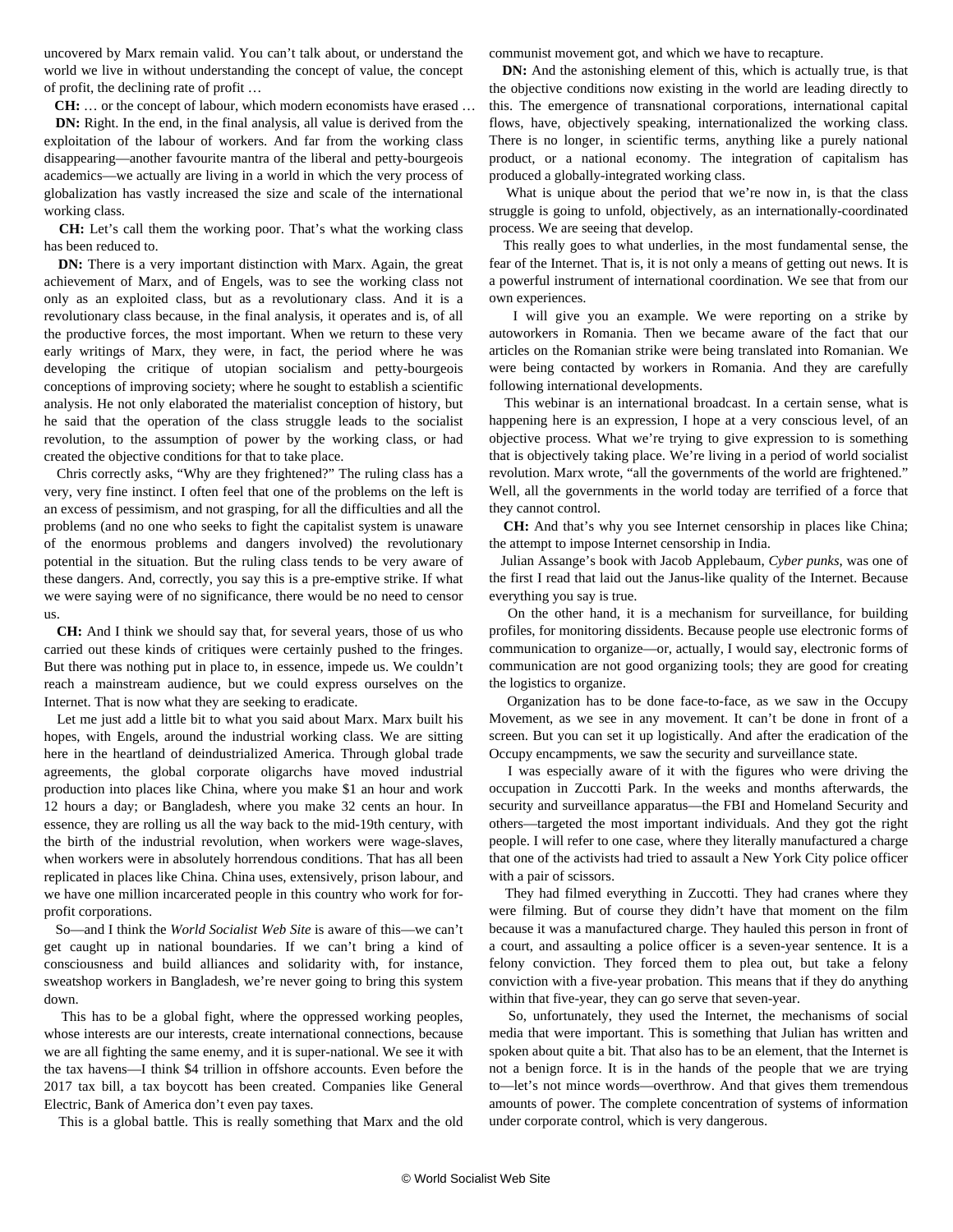uncovered by Marx remain valid. You can't talk about, or understand the world we live in without understanding the concept of value, the concept of profit, the declining rate of profit …

**CH:** … or the concept of labour, which modern economists have erased …

**DN:** Right. In the end, in the final analysis, all value is derived from the exploitation of the labour of workers. And far from the working class disappearing—another favourite mantra of the liberal and petty-bourgeois academics—we actually are living in a world in which the very process of globalization has vastly increased the size and scale of the international working class.

**CH:** Let's call them the working poor. That's what the working class has been reduced to.

**DN:** There is a very important distinction with Marx. Again, the great achievement of Marx, and of Engels, was to see the working class not only as an exploited class, but as a revolutionary class. And it is a revolutionary class because, in the final analysis, it operates and is, of all the productive forces, the most important. When we return to these very early writings of Marx, they were, in fact, the period where he was developing the critique of utopian socialism and petty-bourgeois conceptions of improving society; where he sought to establish a scientific analysis. He not only elaborated the materialist conception of history, but he said that the operation of the class struggle leads to the socialist revolution, to the assumption of power by the working class, or had created the objective conditions for that to take place.

Chris correctly asks, "Why are they frightened?" The ruling class has a very, very fine instinct. I often feel that one of the problems on the left is an excess of pessimism, and not grasping, for all the difficulties and all the problems (and no one who seeks to fight the capitalist system is unaware of the enormous problems and dangers involved) the revolutionary potential in the situation. But the ruling class tends to be very aware of these dangers. And, correctly, you say this is a pre-emptive strike. If what we were saying were of no significance, there would be no need to censor us.

**CH:** And I think we should say that, for several years, those of us who carried out these kinds of critiques were certainly pushed to the fringes. But there was nothing put in place to, in essence, impede us. We couldn't reach a mainstream audience, but we could express ourselves on the Internet. That is now what they are seeking to eradicate.

Let me just add a little bit to what you said about Marx. Marx built his hopes, with Engels, around the industrial working class. We are sitting here in the heartland of deindustrialized America. Through global trade agreements, the global corporate oligarchs have moved industrial production into places like China, where you make $1 an hour and work 12 hours a day; or Bangladesh, where you make 32 cents an hour. In essence, they are rolling us all the way back to the mid-19th century, with the birth of the industrial revolution, when workers were wage-slaves, when workers were in absolutely horrendous conditions. That has all been replicated in places like China. China uses, extensively, prison labour, and we have one million incarcerated people in this country who work for for-profit corporations.

So—and I think the *World Socialist Web Site* is aware of this—we can't get caught up in national boundaries. If we can't bring a kind of consciousness and build alliances and solidarity with, for instance, sweatshop workers in Bangladesh, we're never going to bring this system down.

This has to be a global fight, where the oppressed working peoples, whose interests are our interests, create international connections, because we are all fighting the same enemy, and it is super-national. We see it with the tax havens—I think $4 trillion in offshore accounts. Even before the 2017 tax bill, a tax boycott has been created. Companies like General Electric, Bank of America don't even pay taxes.

This is a global battle. This is really something that Marx and the old communist movement got, and which we have to recapture.

**DN:** And the astonishing element of this, which is actually true, is that the objective conditions now existing in the world are leading directly to this. The emergence of transnational corporations, international capital flows, have, objectively speaking, internationalized the working class. There is no longer, in scientific terms, anything like a purely national product, or a national economy. The integration of capitalism has produced a globally-integrated working class.

What is unique about the period that we're now in, is that the class struggle is going to unfold, objectively, as an internationally-coordinated process. We are seeing that develop.

This really goes to what underlies, in the most fundamental sense, the fear of the Internet. That is, it is not only a means of getting out news. It is a powerful instrument of international coordination. We see that from our own experiences.

I will give you an example. We were reporting on a strike by autoworkers in Romania. Then we became aware of the fact that our articles on the Romanian strike were being translated into Romanian. We were being contacted by workers in Romania. And they are carefully following international developments.

This webinar is an international broadcast. In a certain sense, what is happening here is an expression, I hope at a very conscious level, of an objective process. What we're trying to give expression to is something that is objectively taking place. We're living in a period of world socialist revolution. Marx wrote, "all the governments of the world are frightened." Well, all the governments in the world today are terrified of a force that they cannot control.

**CH:** And that's why you see Internet censorship in places like China; the attempt to impose Internet censorship in India.

Julian Assange's book with Jacob Applebaum, *Cyber punks*, was one of the first I read that laid out the Janus-like quality of the Internet. Because everything you say is true.

On the other hand, it is a mechanism for surveillance, for building profiles, for monitoring dissidents. Because people use electronic forms of communication to organize—or, actually, I would say, electronic forms of communication are not good organizing tools; they are good for creating the logistics to organize.

Organization has to be done face-to-face, as we saw in the Occupy Movement, as we see in any movement. It can't be done in front of a screen. But you can set it up logistically. And after the eradication of the Occupy encampments, we saw the security and surveillance state.

I was especially aware of it with the figures who were driving the occupation in Zuccotti Park. In the weeks and months afterwards, the security and surveillance apparatus—the FBI and Homeland Security and others—targeted the most important individuals. And they got the right people. I will refer to one case, where they literally manufactured a charge that one of the activists had tried to assault a New York City police officer with a pair of scissors.

They had filmed everything in Zuccotti. They had cranes where they were filming. But of course they didn't have that moment on the film because it was a manufactured charge. They hauled this person in front of a court, and assaulting a police officer is a seven-year sentence. It is a felony conviction. They forced them to plea out, but take a felony conviction with a five-year probation. This means that if they do anything within that five-year, they can go serve that seven-year.

So, unfortunately, they used the Internet, the mechanisms of social media that were important. This is something that Julian has written and spoken about quite a bit. That also has to be an element, that the Internet is not a benign force. It is in the hands of the people that we are trying to—let's not mince words—overthrow. And that gives them tremendous amounts of power. The complete concentration of systems of information under corporate control, which is very dangerous.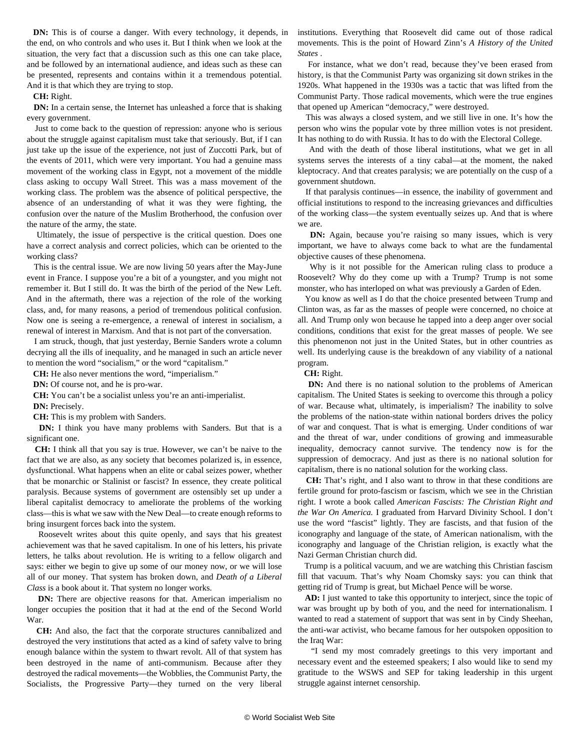**DN:** This is of course a danger. With every technology, it depends, in the end, on who controls and who uses it. But I think when we look at the situation, the very fact that a discussion such as this one can take place, and be followed by an international audience, and ideas such as these can be presented, represents and contains within it a tremendous potential. And it is that which they are trying to stop.

**CH:** Right.

**DN:** In a certain sense, the Internet has unleashed a force that is shaking every government.

Just to come back to the question of repression: anyone who is serious about the struggle against capitalism must take that seriously. But, if I can just take up the issue of the experience, not just of Zuccotti Park, but of the events of 2011, which were very important. You had a genuine mass movement of the working class in Egypt, not a movement of the middle class asking to occupy Wall Street. This was a mass movement of the working class. The problem was the absence of political perspective, the absence of an understanding of what it was they were fighting, the confusion over the nature of the Muslim Brotherhood, the confusion over the nature of the army, the state.

Ultimately, the issue of perspective is the critical question. Does one have a correct analysis and correct policies, which can be oriented to the working class?

This is the central issue. We are now living 50 years after the May-June event in France. I suppose you're a bit of a youngster, and you might not remember it. But I still do. It was the birth of the period of the New Left. And in the aftermath, there was a rejection of the role of the working class, and, for many reasons, a period of tremendous political confusion. Now one is seeing a re-emergence, a renewal of interest in socialism, a renewal of interest in Marxism. And that is not part of the conversation.

I am struck, though, that just yesterday, Bernie Sanders wrote a column decrying all the ills of inequality, and he managed in such an article never to mention the word "socialism," or the word "capitalism."

**CH:** He also never mentions the word, "imperialism."

**DN:** Of course not, and he is pro-war.

**CH:** You can't be a socialist unless you're an anti-imperialist.

**DN:** Precisely.

**CH:** This is my problem with Sanders.

**DN:** I think you have many problems with Sanders. But that is a significant one.

**CH:** I think all that you say is true. However, we can't be naive to the fact that we are also, as any society that becomes polarized is, in essence, dysfunctional. What happens when an elite or cabal seizes power, whether that be monarchic or Stalinist or fascist? In essence, they create political paralysis. Because systems of government are ostensibly set up under a liberal capitalist democracy to ameliorate the problems of the working class—this is what we saw with the New Deal—to create enough reforms to bring insurgent forces back into the system.

Roosevelt writes about this quite openly, and says that his greatest achievement was that he saved capitalism. In one of his letters, his private letters, he talks about revolution. He is writing to a fellow oligarch and says: either we begin to give up some of our money now, or we will lose all of our money. That system has broken down, and *Death of a Liberal Class* is a book about it. That system no longer works.

**DN:** There are objective reasons for that. American imperialism no longer occupies the position that it had at the end of the Second World War.

**CH:** And also, the fact that the corporate structures cannibalized and destroyed the very institutions that acted as a kind of safety valve to bring enough balance within the system to thwart revolt. All of that system has been destroyed in the name of anti-communism. Because after they destroyed the radical movements—the Wobblies, the Communist Party, the Socialists, the Progressive Party—they turned on the very liberal institutions. Everything that Roosevelt did came out of those radical movements. This is the point of Howard Zinn's *A History of the United States* .

For instance, what we don't read, because they've been erased from history, is that the Communist Party was organizing sit down strikes in the 1920s. What happened in the 1930s was a tactic that was lifted from the Communist Party. Those radical movements, which were the true engines that opened up American "democracy," were destroyed.

This was always a closed system, and we still live in one. It's how the person who wins the popular vote by three million votes is not president. It has nothing to do with Russia. It has to do with the Electoral College.

And with the death of those liberal institutions, what we get in all systems serves the interests of a tiny cabal—at the moment, the naked kleptocracy. And that creates paralysis; we are potentially on the cusp of a government shutdown.

If that paralysis continues—in essence, the inability of government and official institutions to respond to the increasing grievances and difficulties of the working class—the system eventually seizes up. And that is where we are.

**DN:** Again, because you're raising so many issues, which is very important, we have to always come back to what are the fundamental objective causes of these phenomena.

Why is it not possible for the American ruling class to produce a Roosevelt? Why do they come up with a Trump? Trump is not some monster, who has interloped on what was previously a Garden of Eden.

You know as well as I do that the choice presented between Trump and Clinton was, as far as the masses of people were concerned, no choice at all. And Trump only won because he tapped into a deep anger over social conditions, conditions that exist for the great masses of people. We see this phenomenon not just in the United States, but in other countries as well. Its underlying cause is the breakdown of any viability of a national program.

**CH:** Right.

**DN:** And there is no national solution to the problems of American capitalism. The United States is seeking to overcome this through a policy of war. Because what, ultimately, is imperialism? The inability to solve the problems of the nation-state within national borders drives the policy of war and conquest. That is what is emerging. Under conditions of war and the threat of war, under conditions of growing and immeasurable inequality, democracy cannot survive. The tendency now is for the suppression of democracy. And just as there is no national solution for capitalism, there is no national solution for the working class.

**CH:** That's right, and I also want to throw in that these conditions are fertile ground for proto-fascism or fascism, which we see in the Christian right. I wrote a book called *American Fascists: The Christian Right and the War On America.* I graduated from Harvard Divinity School. I don't use the word "fascist" lightly. They are fascists, and that fusion of the iconography and language of the state, of American nationalism, with the iconography and language of the Christian religion, is exactly what the Nazi German Christian church did.

Trump is a political vacuum, and we are watching this Christian fascism fill that vacuum. That's why Noam Chomsky says: you can think that getting rid of Trump is great, but Michael Pence will be worse.

**AD:** I just wanted to take this opportunity to interject, since the topic of war was brought up by both of you, and the need for internationalism. I wanted to read a statement of support that was sent in by Cindy Sheehan, the anti-war activist, who became famous for her outspoken opposition to the Iraq War:

"I send my most comradely greetings to this very important and necessary event and the esteemed speakers; I also would like to send my gratitude to the WSWS and SEP for taking leadership in this urgent struggle against internet censorship.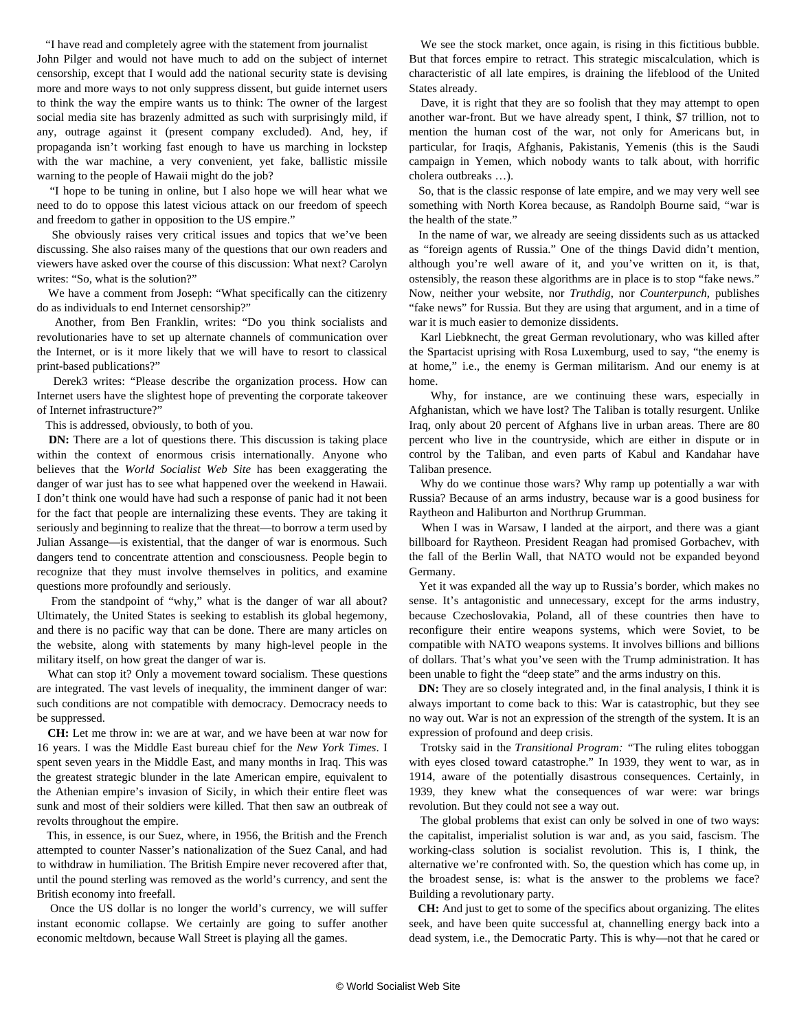"I have read and completely agree with the statement from journalist John Pilger and would not have much to add on the subject of internet censorship, except that I would add the national security state is devising more and more ways to not only suppress dissent, but guide internet users to think the way the empire wants us to think: The owner of the largest social media site has brazenly admitted as such with surprisingly mild, if any, outrage against it (present company excluded). And, hey, if propaganda isn't working fast enough to have us marching in lockstep with the war machine, a very convenient, yet fake, ballistic missile warning to the people of Hawaii might do the job?

"I hope to be tuning in online, but I also hope we will hear what we need to do to oppose this latest vicious attack on our freedom of speech and freedom to gather in opposition to the US empire."

She obviously raises very critical issues and topics that we've been discussing. She also raises many of the questions that our own readers and viewers have asked over the course of this discussion: What next? Carolyn writes: "So, what is the solution?"

We have a comment from Joseph: "What specifically can the citizenry do as individuals to end Internet censorship?"

Another, from Ben Franklin, writes: "Do you think socialists and revolutionaries have to set up alternate channels of communication over the Internet, or is it more likely that we will have to resort to classical print-based publications?"

Derek3 writes: "Please describe the organization process. How can Internet users have the slightest hope of preventing the corporate takeover of Internet infrastructure?"

This is addressed, obviously, to both of you.

**DN:** There are a lot of questions there. This discussion is taking place within the context of enormous crisis internationally. Anyone who believes that the *World Socialist Web Site* has been exaggerating the danger of war just has to see what happened over the weekend in Hawaii. I don't think one would have had such a response of panic had it not been for the fact that people are internalizing these events. They are taking it seriously and beginning to realize that the threat—to borrow a term used by Julian Assange—is existential, that the danger of war is enormous. Such dangers tend to concentrate attention and consciousness. People begin to recognize that they must involve themselves in politics, and examine questions more profoundly and seriously.

From the standpoint of "why," what is the danger of war all about? Ultimately, the United States is seeking to establish its global hegemony, and there is no pacific way that can be done. There are many articles on the website, along with statements by many high-level people in the military itself, on how great the danger of war is.

What can stop it? Only a movement toward socialism. These questions are integrated. The vast levels of inequality, the imminent danger of war: such conditions are not compatible with democracy. Democracy needs to be suppressed.

**CH:** Let me throw in: we are at war, and we have been at war now for 16 years. I was the Middle East bureau chief for the *New York Times*. I spent seven years in the Middle East, and many months in Iraq. This was the greatest strategic blunder in the late American empire, equivalent to the Athenian empire's invasion of Sicily, in which their entire fleet was sunk and most of their soldiers were killed. That then saw an outbreak of revolts throughout the empire.

This, in essence, is our Suez, where, in 1956, the British and the French attempted to counter Nasser's nationalization of the Suez Canal, and had to withdraw in humiliation. The British Empire never recovered after that, until the pound sterling was removed as the world's currency, and sent the British economy into freefall.

Once the US dollar is no longer the world's currency, we will suffer instant economic collapse. We certainly are going to suffer another economic meltdown, because Wall Street is playing all the games.

We see the stock market, once again, is rising in this fictitious bubble. But that forces empire to retract. This strategic miscalculation, which is characteristic of all late empires, is draining the lifeblood of the United States already.

Dave, it is right that they are so foolish that they may attempt to open another war-front. But we have already spent, I think, $7 trillion, not to mention the human cost of the war, not only for Americans but, in particular, for Iraqis, Afghanis, Pakistanis, Yemenis (this is the Saudi campaign in Yemen, which nobody wants to talk about, with horrific cholera outbreaks …).

So, that is the classic response of late empire, and we may very well see something with North Korea because, as Randolph Bourne said, "war is the health of the state."

In the name of war, we already are seeing dissidents such as us attacked as "foreign agents of Russia." One of the things David didn't mention, although you're well aware of it, and you've written on it, is that, ostensibly, the reason these algorithms are in place is to stop "fake news." Now, neither your website, nor *Truthdig*, nor *Counterpunch*, publishes "fake news" for Russia. But they are using that argument, and in a time of war it is much easier to demonize dissidents.

Karl Liebknecht, the great German revolutionary, who was killed after the Spartacist uprising with Rosa Luxemburg, used to say, "the enemy is at home," i.e., the enemy is German militarism. And our enemy is at home.

Why, for instance, are we continuing these wars, especially in Afghanistan, which we have lost? The Taliban is totally resurgent. Unlike Iraq, only about 20 percent of Afghans live in urban areas. There are 80 percent who live in the countryside, which are either in dispute or in control by the Taliban, and even parts of Kabul and Kandahar have Taliban presence.

Why do we continue those wars? Why ramp up potentially a war with Russia? Because of an arms industry, because war is a good business for Raytheon and Haliburton and Northrup Grumman.

When I was in Warsaw, I landed at the airport, and there was a giant billboard for Raytheon. President Reagan had promised Gorbachev, with the fall of the Berlin Wall, that NATO would not be expanded beyond Germany.

Yet it was expanded all the way up to Russia's border, which makes no sense. It's antagonistic and unnecessary, except for the arms industry, because Czechoslovakia, Poland, all of these countries then have to reconfigure their entire weapons systems, which were Soviet, to be compatible with NATO weapons systems. It involves billions and billions of dollars. That's what you've seen with the Trump administration. It has been unable to fight the "deep state" and the arms industry on this.

**DN:** They are so closely integrated and, in the final analysis, I think it is always important to come back to this: War is catastrophic, but they see no way out. War is not an expression of the strength of the system. It is an expression of profound and deep crisis.

Trotsky said in the *Transitional Program:* "The ruling elites toboggan with eyes closed toward catastrophe." In 1939, they went to war, as in 1914, aware of the potentially disastrous consequences. Certainly, in 1939, they knew what the consequences of war were: war brings revolution. But they could not see a way out.

The global problems that exist can only be solved in one of two ways: the capitalist, imperialist solution is war and, as you said, fascism. The working-class solution is socialist revolution. This is, I think, the alternative we're confronted with. So, the question which has come up, in the broadest sense, is: what is the answer to the problems we face? Building a revolutionary party.

**CH:** And just to get to some of the specifics about organizing. The elites seek, and have been quite successful at, channelling energy back into a dead system, i.e., the Democratic Party. This is why—not that he cared or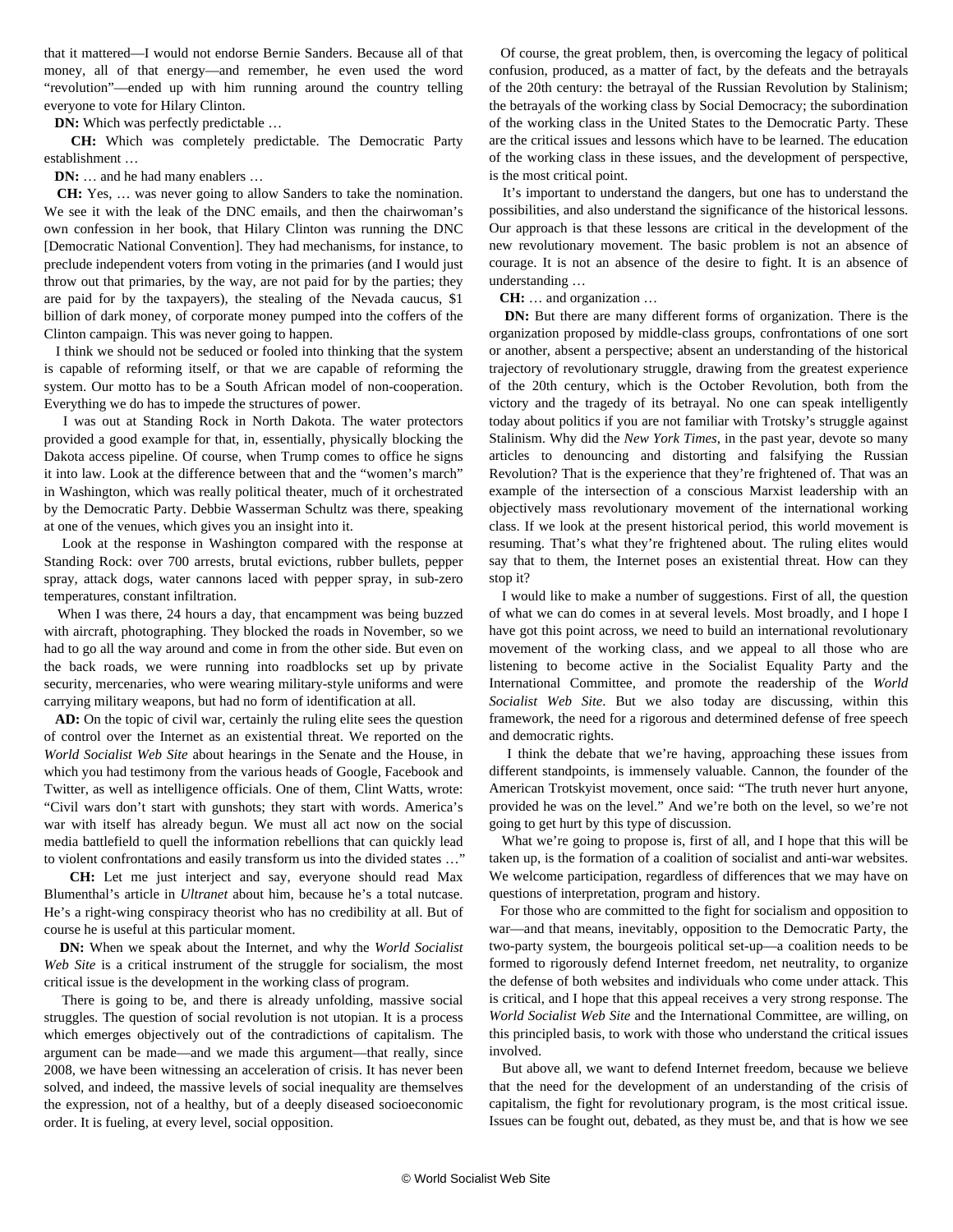that it mattered—I would not endorse Bernie Sanders. Because all of that money, all of that energy—and remember, he even used the word "revolution"—ended up with him running around the country telling everyone to vote for Hilary Clinton.

**DN:** Which was perfectly predictable …

**CH:** Which was completely predictable. The Democratic Party establishment …

**DN:** … and he had many enablers …

**CH:** Yes, … was never going to allow Sanders to take the nomination. We see it with the leak of the DNC emails, and then the chairwoman's own confession in her book, that Hilary Clinton was running the DNC [Democratic National Convention]. They had mechanisms, for instance, to preclude independent voters from voting in the primaries (and I would just throw out that primaries, by the way, are not paid for by the parties; they are paid for by the taxpayers), the stealing of the Nevada caucus, $1 billion of dark money, of corporate money pumped into the coffers of the Clinton campaign. This was never going to happen.

I think we should not be seduced or fooled into thinking that the system is capable of reforming itself, or that we are capable of reforming the system. Our motto has to be a South African model of non-cooperation. Everything we do has to impede the structures of power.

I was out at Standing Rock in North Dakota. The water protectors provided a good example for that, in, essentially, physically blocking the Dakota access pipeline. Of course, when Trump comes to office he signs it into law. Look at the difference between that and the "women's march" in Washington, which was really political theater, much of it orchestrated by the Democratic Party. Debbie Wasserman Schultz was there, speaking at one of the venues, which gives you an insight into it.

Look at the response in Washington compared with the response at Standing Rock: over 700 arrests, brutal evictions, rubber bullets, pepper spray, attack dogs, water cannons laced with pepper spray, in sub-zero temperatures, constant infiltration.

When I was there, 24 hours a day, that encampment was being buzzed with aircraft, photographing. They blocked the roads in November, so we had to go all the way around and come in from the other side. But even on the back roads, we were running into roadblocks set up by private security, mercenaries, who were wearing military-style uniforms and were carrying military weapons, but had no form of identification at all.

**AD:** On the topic of civil war, certainly the ruling elite sees the question of control over the Internet as an existential threat. We reported on the *World Socialist Web Site* about hearings in the Senate and the House, in which you had testimony from the various heads of Google, Facebook and Twitter, as well as intelligence officials. One of them, Clint Watts, wrote: "Civil wars don't start with gunshots; they start with words. America's war with itself has already begun. We must all act now on the social media battlefield to quell the information rebellions that can quickly lead to violent confrontations and easily transform us into the divided states …"

**CH:** Let me just interject and say, everyone should read Max Blumenthal's article in *Ultranet* about him, because he's a total nutcase. He's a right-wing conspiracy theorist who has no credibility at all. But of course he is useful at this particular moment.

**DN:** When we speak about the Internet, and why the *World Socialist Web Site* is a critical instrument of the struggle for socialism, the most critical issue is the development in the working class of program.

There is going to be, and there is already unfolding, massive social struggles. The question of social revolution is not utopian. It is a process which emerges objectively out of the contradictions of capitalism. The argument can be made—and we made this argument—that really, since 2008, we have been witnessing an acceleration of crisis. It has never been solved, and indeed, the massive levels of social inequality are themselves the expression, not of a healthy, but of a deeply diseased socioeconomic order. It is fueling, at every level, social opposition.

Of course, the great problem, then, is overcoming the legacy of political confusion, produced, as a matter of fact, by the defeats and the betrayals of the 20th century: the betrayal of the Russian Revolution by Stalinism; the betrayals of the working class by Social Democracy; the subordination of the working class in the United States to the Democratic Party. These are the critical issues and lessons which have to be learned. The education of the working class in these issues, and the development of perspective, is the most critical point.

It's important to understand the dangers, but one has to understand the possibilities, and also understand the significance of the historical lessons. Our approach is that these lessons are critical in the development of the new revolutionary movement. The basic problem is not an absence of courage. It is not an absence of the desire to fight. It is an absence of understanding …

**CH:** … and organization …

**DN:** But there are many different forms of organization. There is the organization proposed by middle-class groups, confrontations of one sort or another, absent a perspective; absent an understanding of the historical trajectory of revolutionary struggle, drawing from the greatest experience of the 20th century, which is the October Revolution, both from the victory and the tragedy of its betrayal. No one can speak intelligently today about politics if you are not familiar with Trotsky's struggle against Stalinism. Why did the *New York Times*, in the past year, devote so many articles to denouncing and distorting and falsifying the Russian Revolution? That is the experience that they're frightened of. That was an example of the intersection of a conscious Marxist leadership with an objectively mass revolutionary movement of the international working class. If we look at the present historical period, this world movement is resuming. That's what they're frightened about. The ruling elites would say that to them, the Internet poses an existential threat. How can they stop it?

I would like to make a number of suggestions. First of all, the question of what we can do comes in at several levels. Most broadly, and I hope I have got this point across, we need to build an international revolutionary movement of the working class, and we appeal to all those who are listening to become active in the Socialist Equality Party and the International Committee, and promote the readership of the *World Socialist Web Site*. But we also today are discussing, within this framework, the need for a rigorous and determined defense of free speech and democratic rights.

I think the debate that we're having, approaching these issues from different standpoints, is immensely valuable. Cannon, the founder of the American Trotskyist movement, once said: "The truth never hurt anyone, provided he was on the level." And we're both on the level, so we're not going to get hurt by this type of discussion.

What we're going to propose is, first of all, and I hope that this will be taken up, is the formation of a coalition of socialist and anti-war websites. We welcome participation, regardless of differences that we may have on questions of interpretation, program and history.

For those who are committed to the fight for socialism and opposition to war—and that means, inevitably, opposition to the Democratic Party, the two-party system, the bourgeois political set-up—a coalition needs to be formed to rigorously defend Internet freedom, net neutrality, to organize the defense of both websites and individuals who come under attack. This is critical, and I hope that this appeal receives a very strong response. The *World Socialist Web Site* and the International Committee, are willing, on this principled basis, to work with those who understand the critical issues involved.

But above all, we want to defend Internet freedom, because we believe that the need for the development of an understanding of the crisis of capitalism, the fight for revolutionary program, is the most critical issue. Issues can be fought out, debated, as they must be, and that is how we see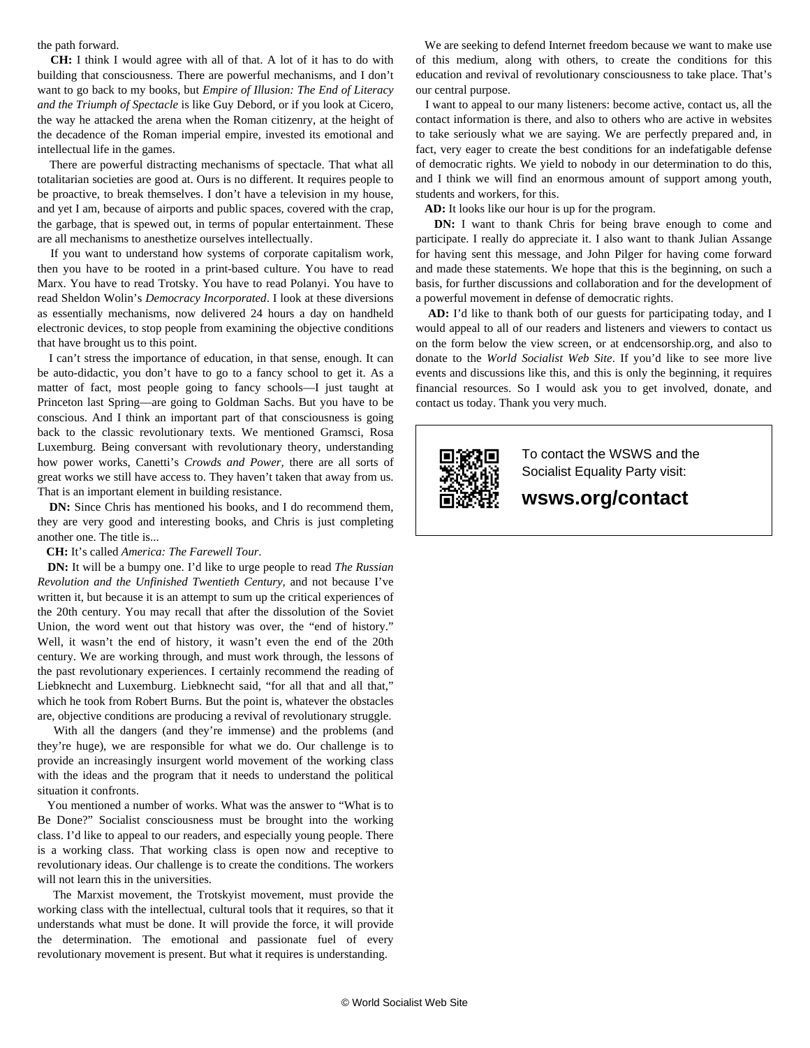the path forward.

**CH:** I think I would agree with all of that. A lot of it has to do with building that consciousness. There are powerful mechanisms, and I don't want to go back to my books, but *Empire of Illusion: The End of Literacy and the Triumph of Spectacle* is like Guy Debord, or if you look at Cicero, the way he attacked the arena when the Roman citizenry, at the height of the decadence of the Roman imperial empire, invested its emotional and intellectual life in the games.

There are powerful distracting mechanisms of spectacle. That what all totalitarian societies are good at. Ours is no different. It requires people to be proactive, to break themselves. I don't have a television in my house, and yet I am, because of airports and public spaces, covered with the crap, the garbage, that is spewed out, in terms of popular entertainment. These are all mechanisms to anesthetize ourselves intellectually.

If you want to understand how systems of corporate capitalism work, then you have to be rooted in a print-based culture. You have to read Marx. You have to read Trotsky. You have to read Polanyi. You have to read Sheldon Wolin's *Democracy Incorporated*. I look at these diversions as essentially mechanisms, now delivered 24 hours a day on handheld electronic devices, to stop people from examining the objective conditions that have brought us to this point.

I can't stress the importance of education, in that sense, enough. It can be auto-didactic, you don't have to go to a fancy school to get it. As a matter of fact, most people going to fancy schools—I just taught at Princeton last Spring—are going to Goldman Sachs. But you have to be conscious. And I think an important part of that consciousness is going back to the classic revolutionary texts. We mentioned Gramsci, Rosa Luxemburg. Being conversant with revolutionary theory, understanding how power works, Canetti's *Crowds and Power*, there are all sorts of great works we still have access to. They haven't taken that away from us. That is an important element in building resistance.

**DN:** Since Chris has mentioned his books, and I do recommend them, they are very good and interesting books, and Chris is just completing another one. The title is...

**CH:** It's called *America: The Farewell Tour*.

**DN:** It will be a bumpy one. I'd like to urge people to read *The Russian Revolution and the Unfinished Twentieth Century,* and not because I've written it, but because it is an attempt to sum up the critical experiences of the 20th century. You may recall that after the dissolution of the Soviet Union, the word went out that history was over, the "end of history." Well, it wasn't the end of history, it wasn't even the end of the 20th century. We are working through, and must work through, the lessons of the past revolutionary experiences. I certainly recommend the reading of Liebknecht and Luxemburg. Liebknecht said, "for all that and all that," which he took from Robert Burns. But the point is, whatever the obstacles are, objective conditions are producing a revival of revolutionary struggle.

With all the dangers (and they're immense) and the problems (and they're huge), we are responsible for what we do. Our challenge is to provide an increasingly insurgent world movement of the working class with the ideas and the program that it needs to understand the political situation it confronts.

You mentioned a number of works. What was the answer to "What is to Be Done?" Socialist consciousness must be brought into the working class. I'd like to appeal to our readers, and especially young people. There is a working class. That working class is open now and receptive to revolutionary ideas. Our challenge is to create the conditions. The workers will not learn this in the universities.

The Marxist movement, the Trotskyist movement, must provide the working class with the intellectual, cultural tools that it requires, so that it understands what must be done. It will provide the force, it will provide the determination. The emotional and passionate fuel of every revolutionary movement is present. But what it requires is understanding.

We are seeking to defend Internet freedom because we want to make use of this medium, along with others, to create the conditions for this education and revival of revolutionary consciousness to take place. That's our central purpose.

I want to appeal to our many listeners: become active, contact us, all the contact information is there, and also to others who are active in websites to take seriously what we are saying. We are perfectly prepared and, in fact, very eager to create the best conditions for an indefatigable defense of democratic rights. We yield to nobody in our determination to do this, and I think we will find an enormous amount of support among youth, students and workers, for this.

**AD:** It looks like our hour is up for the program.

**DN:** I want to thank Chris for being brave enough to come and participate. I really do appreciate it. I also want to thank Julian Assange for having sent this message, and John Pilger for having come forward and made these statements. We hope that this is the beginning, on such a basis, for further discussions and collaboration and for the development of a powerful movement in defense of democratic rights.

**AD:** I'd like to thank both of our guests for participating today, and I would appeal to all of our readers and listeners and viewers to contact us on the form below the view screen, or at endcensorship.org, and also to donate to the *World Socialist Web Site*. If you'd like to see more live events and discussions like this, and this is only the beginning, it requires financial resources. So I would ask you to get involved, donate, and contact us today. Thank you very much.

To contact the WSWS and the Socialist Equality Party visit:

**wsws.org/contact**